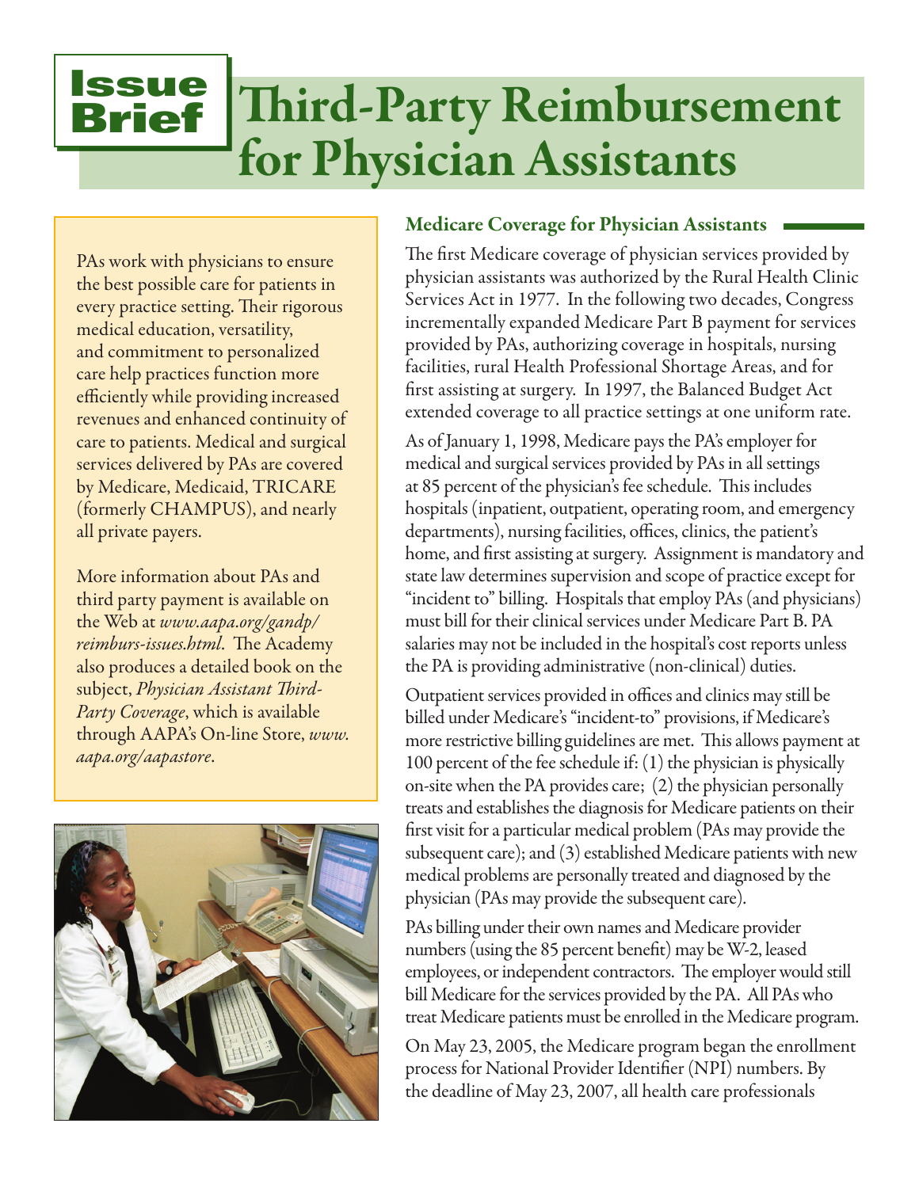# Issue Brief: Third-Party Reimbursement for Physician Assistants

PAs work with physicians to ensure the best possible care for patients in every practice setting. Their rigorous medical education, versatility, and commitment to personalized care help practices function more efficiently while providing increased revenues and enhanced continuity of care to patients. Medical and surgical services delivered by PAs are covered by Medicare, Medicaid, TRICARE (formerly CHAMPUS), and nearly all private payers.

More information about PAs and third party payment is available on the Web at *www.aapa.org/gandp/reimburs-issues.html*. The Academy also produces a detailed book on the subject, *Physician Assistant Third-Party Coverage*, which is available through AAPA's On-line Store, *www.aapa.org/aapastore*.

## Medicare Coverage for Physician Assistants

The first Medicare coverage of physician services provided by physician assistants was authorized by the Rural Health Clinic Services Act in 1977. In the following two decades, Congress incrementally expanded Medicare Part B payment for services provided by PAs, authorizing coverage in hospitals, nursing facilities, rural Health Professional Shortage Areas, and for first assisting at surgery. In 1997, the Balanced Budget Act extended coverage to all practice settings at one uniform rate.

As of January 1, 1998, Medicare pays the PA's employer for medical and surgical services provided by PAs in all settings at 85 percent of the physician's fee schedule. This includes hospitals (inpatient, outpatient, operating room, and emergency departments), nursing facilities, offices, clinics, the patient's home, and first assisting at surgery. Assignment is mandatory and state law determines supervision and scope of practice except for "incident to" billing. Hospitals that employ PAs (and physicians) must bill for their clinical services under Medicare Part B. PA salaries may not be included in the hospital's cost reports unless the PA is providing administrative (non-clinical) duties.

Outpatient services provided in offices and clinics may still be billed under Medicare's "incident-to" provisions, if Medicare's more restrictive billing guidelines are met. This allows payment at 100 percent of the fee schedule if: (1) the physician is physically on-site when the PA provides care; (2) the physician personally treats and establishes the diagnosis for Medicare patients on their first visit for a particular medical problem (PAs may provide the subsequent care); and (3) established Medicare patients with new medical problems are personally treated and diagnosed by the physician (PAs may provide the subsequent care).

PAs billing under their own names and Medicare provider numbers (using the 85 percent benefit) may be W-2, leased employees, or independent contractors. The employer would still bill Medicare for the services provided by the PA. All PAs who treat Medicare patients must be enrolled in the Medicare program.

On May 23, 2005, the Medicare program began the enrollment process for National Provider Identifier (NPI) numbers. By the deadline of May 23, 2007, all health care professionals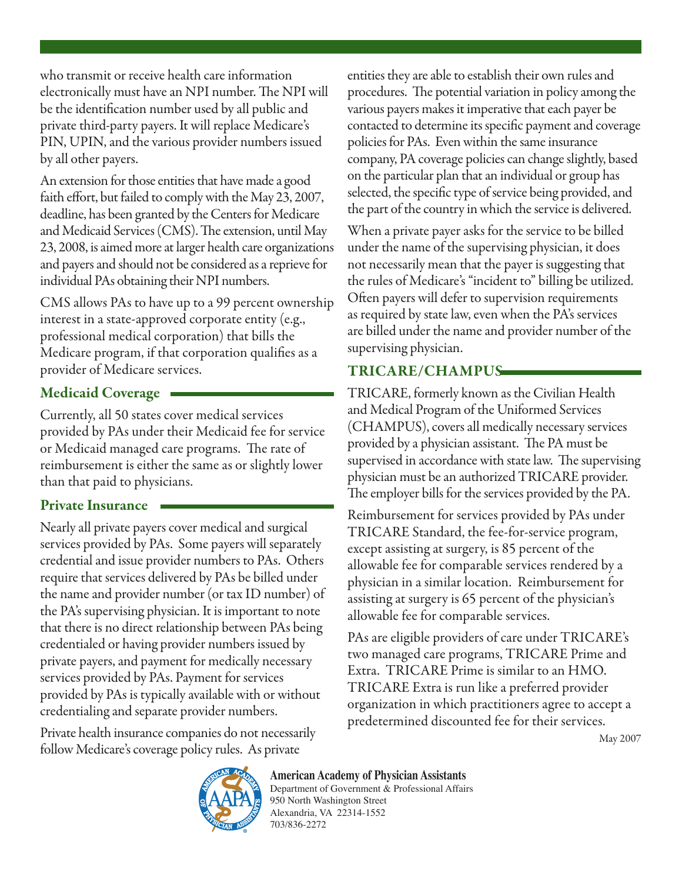who transmit or receive health care information electronically must have an NPI number. The NPI will be the identification number used by all public and private third-party payers. It will replace Medicare's PIN, UPIN, and the various provider numbers issued by all other payers.

An extension for those entities that have made a good faith effort, but failed to comply with the May 23, 2007, deadline, has been granted by the Centers for Medicare and Medicaid Services (CMS). The extension, until May 23, 2008, is aimed more at larger health care organizations and payers and should not be considered as a reprieve for individual PAs obtaining their NPI numbers.

CMS allows PAs to have up to a 99 percent ownership interest in a state-approved corporate entity (e.g., professional medical corporation) that bills the Medicare program, if that corporation qualifies as a provider of Medicare services.

## Medicaid Coverage

Currently, all 50 states cover medical services provided by PAs under their Medicaid fee for service or Medicaid managed care programs. The rate of reimbursement is either the same as or slightly lower than that paid to physicians.

## Private Insurance

Nearly all private payers cover medical and surgical services provided by PAs. Some payers will separately credential and issue provider numbers to PAs. Others require that services delivered by PAs be billed under the name and provider number (or tax ID number) of the PA's supervising physician. It is important to note that there is no direct relationship between PAs being credentialed or having provider numbers issued by private payers, and payment for medically necessary services provided by PAs. Payment for services provided by PAs is typically available with or without credentialing and separate provider numbers.

Private health insurance companies do not necessarily follow Medicare's coverage policy rules. As private entities they are able to establish their own rules and procedures. The potential variation in policy among the various payers makes it imperative that each payer be contacted to determine its specific payment and coverage policies for PAs. Even within the same insurance company, PA coverage policies can change slightly, based on the particular plan that an individual or group has selected, the specific type of service being provided, and the part of the country in which the service is delivered.

When a private payer asks for the service to be billed under the name of the supervising physician, it does not necessarily mean that the payer is suggesting that the rules of Medicare's "incident to" billing be utilized. Often payers will defer to supervision requirements as required by state law, even when the PA's services are billed under the name and provider number of the supervising physician.

## TRICARE/CHAMPUS

TRICARE, formerly known as the Civilian Health and Medical Program of the Uniformed Services (CHAMPUS), covers all medically necessary services provided by a physician assistant. The PA must be supervised in accordance with state law. The supervising physician must be an authorized TRICARE provider. The employer bills for the services provided by the PA.

Reimbursement for services provided by PAs under TRICARE Standard, the fee-for-service program, except assisting at surgery, is 85 percent of the allowable fee for comparable services rendered by a physician in a similar location. Reimbursement for assisting at surgery is 65 percent of the physician's allowable fee for comparable services.

PAs are eligible providers of care under TRICARE's two managed care programs, TRICARE Prime and Extra. TRICARE Prime is similar to an HMO. TRICARE Extra is run like a preferred provider organization in which practitioners agree to accept a predetermined discounted fee for their services.

May 2007

**American Academy of Physician Assistants**
Department of Government & Professional Affairs
950 North Washington Street
Alexandria, VA 22314-1552
703/836-2272